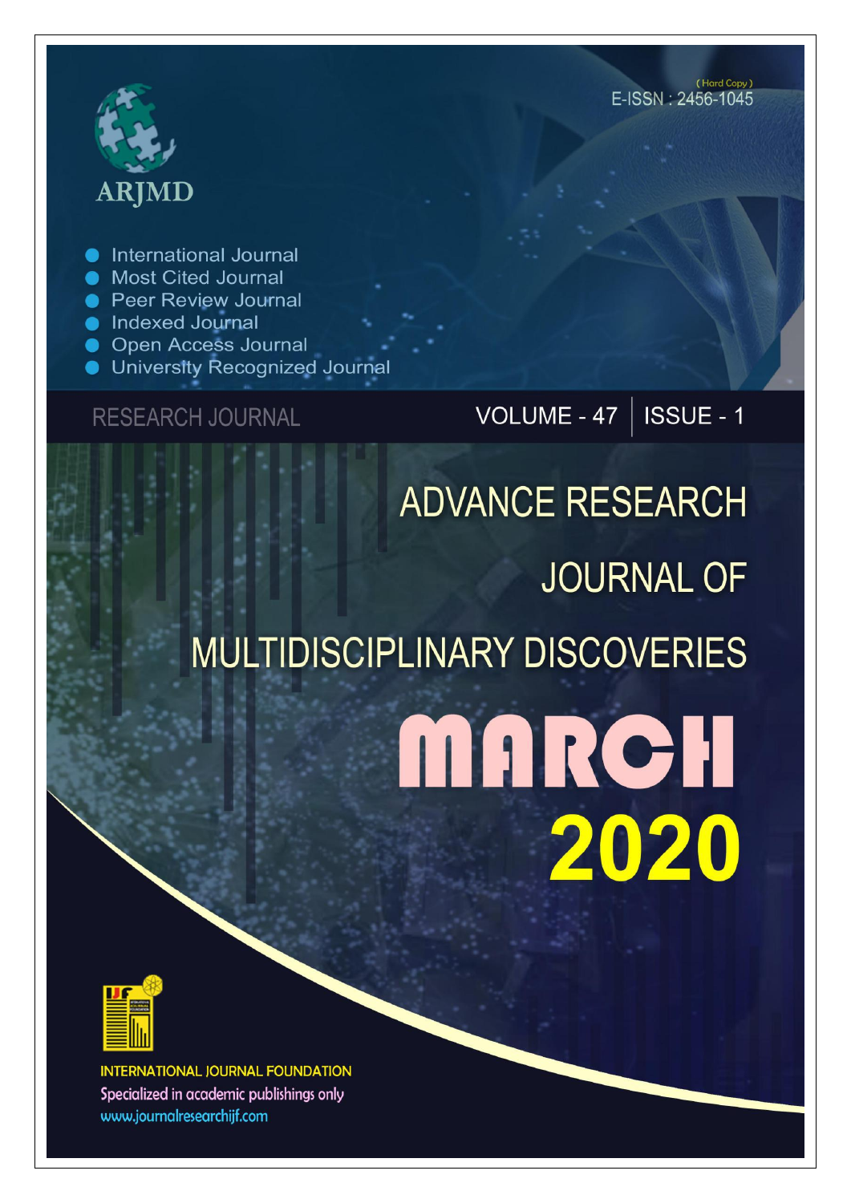ARJMD

- International Journal
- Most Cited Journal
- Peer Review Journal
- Indexed Journal
- Open Access Journal
- University Recognized Journal

(Hard Copy)
E-ISSN : 2456-1045

RESEARCH JOURNAL

VOLUME - 47 | ISSUE - 1

# ADVANCE RESEARCH JOURNAL OF MULTIDISCIPLINARY DISCOVERIES

# MARCH 2020

INTERNATIONAL JOURNAL FOUNDATION
Specialized in academic publishings only
www.journalresearchijf.com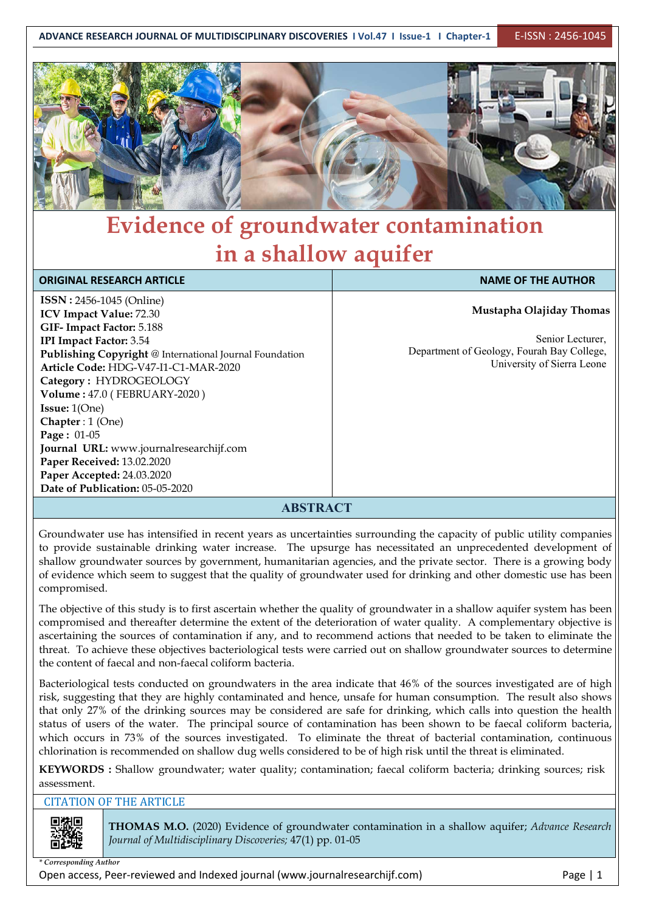# Evidence of groundwater contamination in a shallow aquifer

| ORIGINAL RESEARCH ARTICLE | NAME OF THE AUTHOR |
| --- | --- |
| **ISSN :** 2456-1045 (Online)<br>**ICV Impact Value:** 72.30<br>**GIF- Impact Factor:** 5.188<br>**IPI Impact Factor:** 3.54<br>**Publishing Copyright** @ International Journal Foundation<br>**Article Code:** HDG-V47-I1-C1-MAR-2020<br>**Category :** HYDROGEOLOGY<br>**Volume :** 47.0 ( FEBRUARY-2020 )<br>**Issue:** 1(One)<br>**Chapter** : 1 (One)<br>**Page :** 01-05<br>**Journal URL:** www.journalresearchijf.com<br>**Paper Received:** 13.02.2020<br>**Paper Accepted:** 24.03.2020<br>**Date of Publication:** 05-05-2020 | **Mustapha Olajiday Thomas**<br><br>Senior Lecturer,<br>Department of Geology, Fourah Bay College,<br>University of Sierra Leone |

## ABSTRACT

Groundwater use has intensified in recent years as uncertainties surrounding the capacity of public utility companies to provide sustainable drinking water increase. The upsurge has necessitated an unprecedented development of shallow groundwater sources by government, humanitarian agencies, and the private sector. There is a growing body of evidence which seem to suggest that the quality of groundwater used for drinking and other domestic use has been compromised.

The objective of this study is to first ascertain whether the quality of groundwater in a shallow aquifer system has been compromised and thereafter determine the extent of the deterioration of water quality. A complementary objective is ascertaining the sources of contamination if any, and to recommend actions that needed to be taken to eliminate the threat. To achieve these objectives bacteriological tests were carried out on shallow groundwater sources to determine the content of faecal and non-faecal coliform bacteria.

Bacteriological tests conducted on groundwaters in the area indicate that 46% of the sources investigated are of high risk, suggesting that they are highly contaminated and hence, unsafe for human consumption. The result also shows that only 27% of the drinking sources may be considered are safe for drinking, which calls into question the health status of users of the water. The principal source of contamination has been shown to be faecal coliform bacteria, which occurs in 73% of the sources investigated. To eliminate the threat of bacterial contamination, continuous chlorination is recommended on shallow dug wells considered to be of high risk until the threat is eliminated.

**KEYWORDS :** Shallow groundwater; water quality; contamination; faecal coliform bacteria; drinking sources; risk assessment.

### CITATION OF THE ARTICLE

**THOMAS M.O.** (2020) Evidence of groundwater contamination in a shallow aquifer; *Advance Research Journal of Multidisciplinary Discoveries;* 47(1) pp. 01-05

*\* Corresponding Author*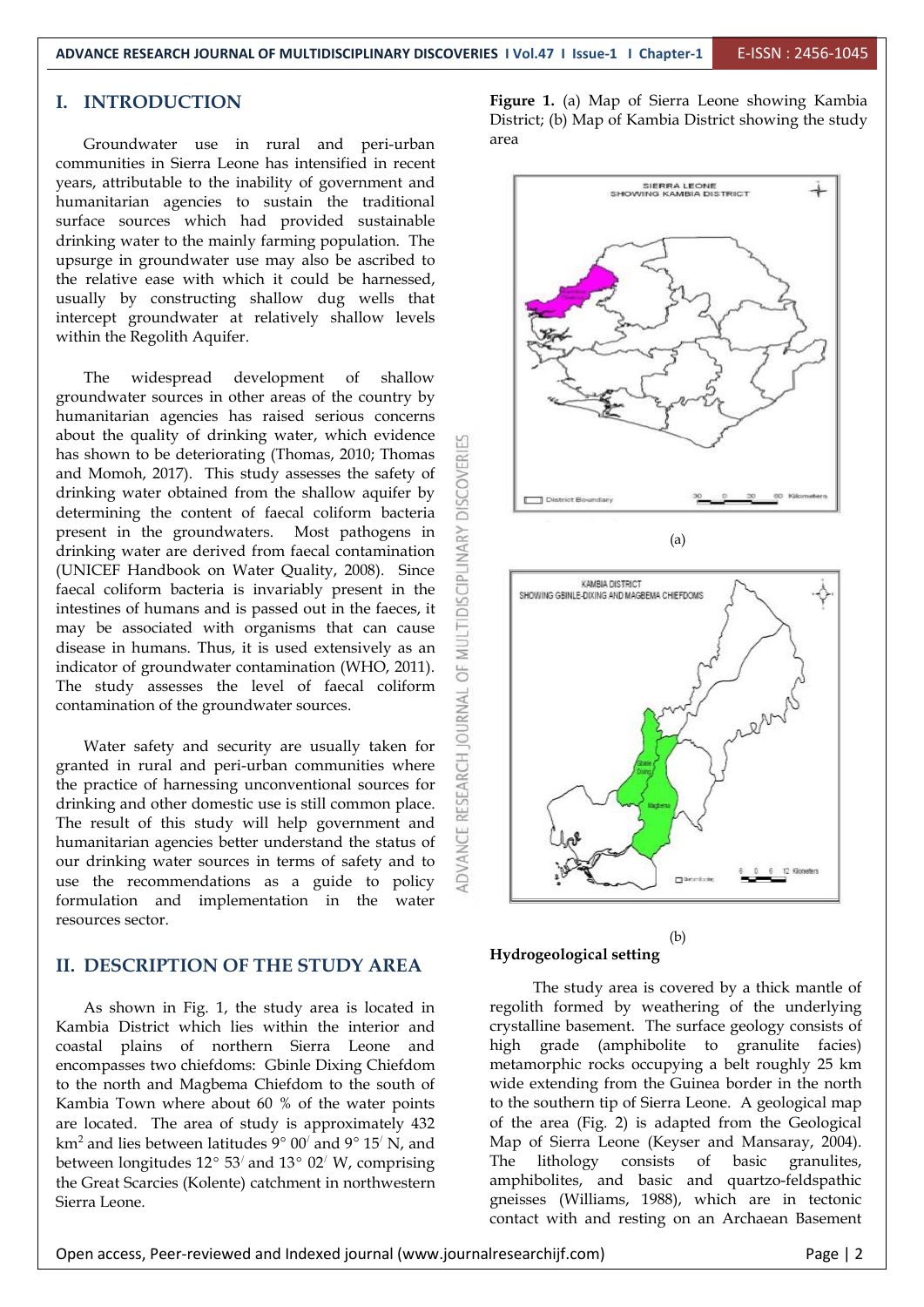## I. INTRODUCTION

Groundwater use in rural and peri-urban communities in Sierra Leone has intensified in recent years, attributable to the inability of government and humanitarian agencies to sustain the traditional surface sources which had provided sustainable drinking water to the mainly farming population. The upsurge in groundwater use may also be ascribed to the relative ease with which it could be harnessed, usually by constructing shallow dug wells that intercept groundwater at relatively shallow levels within the Regolith Aquifer.

The widespread development of shallow groundwater sources in other areas of the country by humanitarian agencies has raised serious concerns about the quality of drinking water, which evidence has shown to be deteriorating (Thomas, 2010; Thomas and Momoh, 2017). This study assesses the safety of drinking water obtained from the shallow aquifer by determining the content of faecal coliform bacteria present in the groundwaters. Most pathogens in drinking water are derived from faecal contamination (UNICEF Handbook on Water Quality, 2008). Since faecal coliform bacteria is invariably present in the intestines of humans and is passed out in the faeces, it may be associated with organisms that can cause disease in humans. Thus, it is used extensively as an indicator of groundwater contamination (WHO, 2011). The study assesses the level of faecal coliform contamination of the groundwater sources.

Water safety and security are usually taken for granted in rural and peri-urban communities where the practice of harnessing unconventional sources for drinking and other domestic use is still common place. The result of this study will help government and humanitarian agencies better understand the status of our drinking water sources in terms of safety and to use the recommendations as a guide to policy formulation and implementation in the water resources sector.

## II. DESCRIPTION OF THE STUDY AREA

As shown in Fig. 1, the study area is located in Kambia District which lies within the interior and coastal plains of northern Sierra Leone and encompasses two chiefdoms: Gbinle Dixing Chiefdom to the north and Magbema Chiefdom to the south of Kambia Town where about 60 % of the water points are located. The area of study is approximately 432 km$^2$ and lies between latitudes 9° 00′ and 9° 15′ N, and between longitudes 12° 53′ and 13° 02′ W, comprising the Great Scarcies (Kolente) catchment in northwestern Sierra Leone.

**Figure 1.** (a) Map of Sierra Leone showing Kambia District; (b) Map of Kambia District showing the study area

### Hydrogeological setting

The study area is covered by a thick mantle of regolith formed by weathering of the underlying crystalline basement. The surface geology consists of high grade (amphibolite to granulite facies) metamorphic rocks occupying a belt roughly 25 km wide extending from the Guinea border in the north to the southern tip of Sierra Leone. A geological map of the area (Fig. 2) is adapted from the Geological Map of Sierra Leone (Keyser and Mansaray, 2004). The lithology consists of basic granulites, amphibolites, and basic and quartzo-feldspathic gneisses (Williams, 1988), which are in tectonic contact with and resting on an Archaean Basement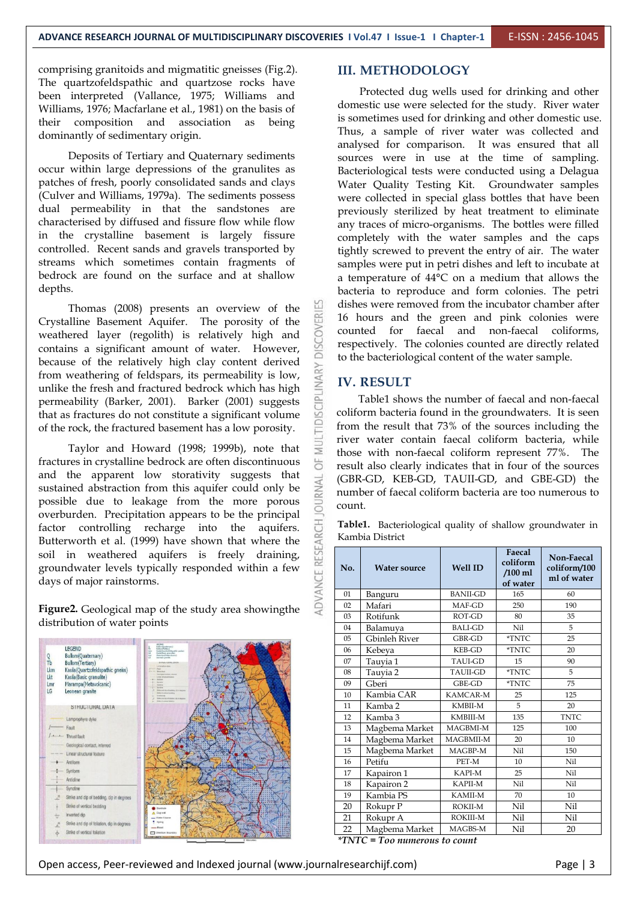comprising granitoids and migmatitic gneisses (Fig.2). The quartzofeldspathic and quartzose rocks have been interpreted (Vallance, 1975; Williams and Williams, 1976; Macfarlane et al., 1981) on the basis of their composition and association as being dominantly of sedimentary origin.

Deposits of Tertiary and Quaternary sediments occur within large depressions of the granulites as patches of fresh, poorly consolidated sands and clays (Culver and Williams, 1979a). The sediments possess dual permeability in that the sandstones are characterised by diffused and fissure flow while flow in the crystalline basement is largely fissure controlled. Recent sands and gravels transported by streams which sometimes contain fragments of bedrock are found on the surface and at shallow depths.

Thomas (2008) presents an overview of the Crystalline Basement Aquifer. The porosity of the weathered layer (regolith) is relatively high and contains a significant amount of water. However, because of the relatively high clay content derived from weathering of feldspars, its permeability is low, unlike the fresh and fractured bedrock which has high permeability (Barker, 2001). Barker (2001) suggests that as fractures do not constitute a significant volume of the rock, the fractured basement has a low porosity.

Taylor and Howard (1998; 1999b), note that fractures in crystalline bedrock are often discontinuous and the apparent low storativity suggests that sustained abstraction from this aquifer could only be possible due to leakage from the more porous overburden. Precipitation appears to be the principal factor controlling recharge into the aquifers. Butterworth et al. (1999) have shown that where the soil in weathered aquifers is freely draining, groundwater levels typically responded within a few days of major rainstorms.

**Figure2.** Geological map of the study area showingthe distribution of water points

## III. METHODOLOGY

Protected dug wells used for drinking and other domestic use were selected for the study. River water is sometimes used for drinking and other domestic use. Thus, a sample of river water was collected and analysed for comparison. It was ensured that all sources were in use at the time of sampling. Bacteriological tests were conducted using a Delagua Water Quality Testing Kit. Groundwater samples were collected in special glass bottles that have been previously sterilized by heat treatment to eliminate any traces of micro-organisms. The bottles were filled completely with the water samples and the caps tightly screwed to prevent the entry of air. The water samples were put in petri dishes and left to incubate at a temperature of 44°C on a medium that allows the bacteria to reproduce and form colonies. The petri dishes were removed from the incubator chamber after 16 hours and the green and pink colonies were counted for faecal and non-faecal coliforms, respectively. The colonies counted are directly related to the bacteriological content of the water sample.

## IV. RESULT

Table1 shows the number of faecal and non-faecal coliform bacteria found in the groundwaters. It is seen from the result that 73% of the sources including the river water contain faecal coliform bacteria, while those with non-faecal coliform represent 77%. The result also clearly indicates that in four of the sources (GBR-GD, KEB-GD, TAUII-GD, and GBE-GD) the number of faecal coliform bacteria are too numerous to count.

**Table1.** Bacteriological quality of shallow groundwater in Kambia District

| No. | Water source | Well ID | Faecal coliform /100 ml of water | Non-Faecal coliform/100 ml of water |
|---|---|---|---|---|
| 01 | Banguru | BANII-GD | 165 | 60 |
| 02 | Mafari | MAF-GD | 250 | 190 |
| 03 | Rotifunk | ROT-GD | 80 | 35 |
| 04 | Balamuya | BALI-GD | Nil | 5 |
| 05 | Gbinleh River | GBR-GD | *TNTC | 25 |
| 06 | Kebeya | KEB-GD | *TNTC | 20 |
| 07 | Tauyia 1 | TAUI-GD | 15 | 90 |
| 08 | Tauyia 2 | TAUII-GD | *TNTC | 5 |
| 09 | Gberi | GBE-GD | *TNTC | 75 |
| 10 | Kambia CAR | KAMCAR-M | 25 | 125 |
| 11 | Kamba 2 | KMBII-M | 5 | 20 |
| 12 | Kamba 3 | KMBIII-M | 135 | TNTC |
| 13 | Magbema Market | MAGBMI-M | 125 | 100 |
| 14 | Magbema Market | MAGBMII-M | 20 | 10 |
| 15 | Magbema Market | MAGBP-M | Nil | 150 |
| 16 | Petifu | PET-M | 10 | Nil |
| 17 | Kapairon 1 | KAPI-M | 25 | Nil |
| 18 | Kapairon 2 | KAPII-M | Nil | Nil |
| 19 | Kambia PS | KAMII-M | 70 | 10 |
| 20 | Rokupr P | ROKII-M | Nil | Nil |
| 21 | Rokupr A | ROKIII-M | Nil | Nil |
| 22 | Magbema Market | MAGBS-M | Nil | 20 |

*\*TNTC = Too numerous to count*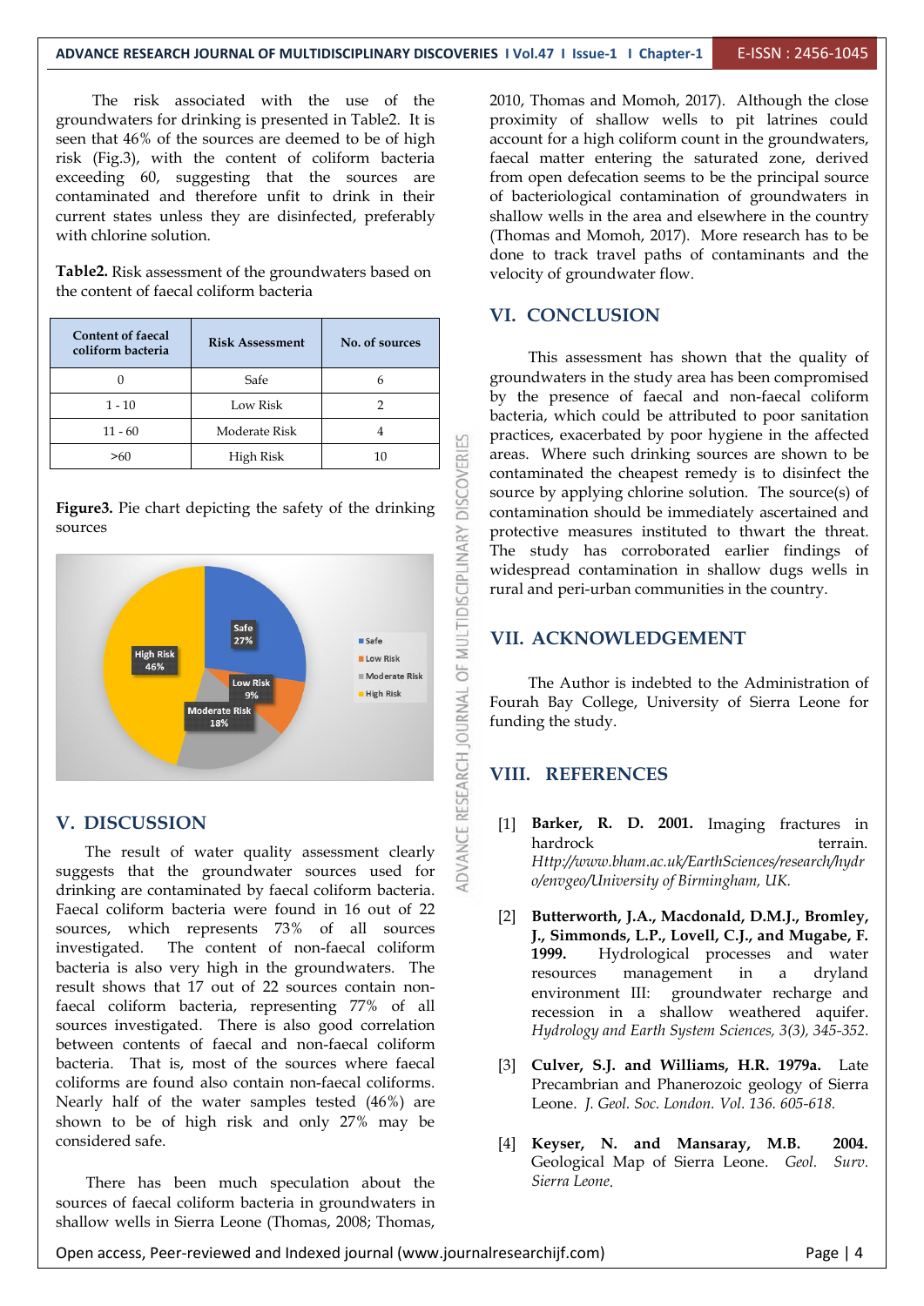The risk associated with the use of the groundwaters for drinking is presented in Table2. It is seen that 46% of the sources are deemed to be of high risk (Fig.3), with the content of coliform bacteria exceeding 60, suggesting that the sources are contaminated and therefore unfit to drink in their current states unless they are disinfected, preferably with chlorine solution.

**Table2.** Risk assessment of the groundwaters based on the content of faecal coliform bacteria

| Content of faecal coliform bacteria | Risk Assessment | No. of sources |
|---|---|---|
| 0 | Safe | 6 |
| 1 - 10 | Low Risk | 2 |
| 11 - 60 | Moderate Risk | 4 |
| >60 | High Risk | 10 |

**Figure3.** Pie chart depicting the safety of the drinking sources

## V. DISCUSSION

The result of water quality assessment clearly suggests that the groundwater sources used for drinking are contaminated by faecal coliform bacteria. Faecal coliform bacteria were found in 16 out of 22 sources, which represents 73% of all sources investigated. The content of non-faecal coliform bacteria is also very high in the groundwaters. The result shows that 17 out of 22 sources contain non-faecal coliform bacteria, representing 77% of all sources investigated. There is also good correlation between contents of faecal and non-faecal coliform bacteria. That is, most of the sources where faecal coliforms are found also contain non-faecal coliforms. Nearly half of the water samples tested (46%) are shown to be of high risk and only 27% may be considered safe.

There has been much speculation about the sources of faecal coliform bacteria in groundwaters in shallow wells in Sierra Leone (Thomas, 2008; Thomas, 2010, Thomas and Momoh, 2017). Although the close proximity of shallow wells to pit latrines could account for a high coliform count in the groundwaters, faecal matter entering the saturated zone, derived from open defecation seems to be the principal source of bacteriological contamination of groundwaters in shallow wells in the area and elsewhere in the country (Thomas and Momoh, 2017). More research has to be done to track travel paths of contaminants and the velocity of groundwater flow.

## VI. CONCLUSION

This assessment has shown that the quality of groundwaters in the study area has been compromised by the presence of faecal and non-faecal coliform bacteria, which could be attributed to poor sanitation practices, exacerbated by poor hygiene in the affected areas. Where such drinking sources are shown to be contaminated the cheapest remedy is to disinfect the source by applying chlorine solution. The source(s) of contamination should be immediately ascertained and protective measures instituted to thwart the threat. The study has corroborated earlier findings of widespread contamination in shallow dugs wells in rural and peri-urban communities in the country.

## VII. ACKNOWLEDGEMENT

The Author is indebted to the Administration of Fourah Bay College, University of Sierra Leone for funding the study.

## VIII. REFERENCES

[1] **Barker, R. D. 2001.** Imaging fractures in hardrock terrain. *Http://www.bham.ac.uk/EarthSciences/research/hydro/envgeo/University of Birmingham, UK.*

[2] **Butterworth, J.A., Macdonald, D.M.J., Bromley, J., Simmonds, L.P., Lovell, C.J., and Mugabe, F. 1999.** Hydrological processes and water resources management in a dryland environment III: groundwater recharge and recession in a shallow weathered aquifer. *Hydrology and Earth System Sciences, 3(3), 345-352.*

[3] **Culver, S.J. and Williams, H.R. 1979a.** Late Precambrian and Phanerozoic geology of Sierra Leone. *J. Geol. Soc. London. Vol. 136. 605-618.*

[4] **Keyser, N. and Mansaray, M.B. 2004.** Geological Map of Sierra Leone. *Geol. Surv. Sierra Leone.*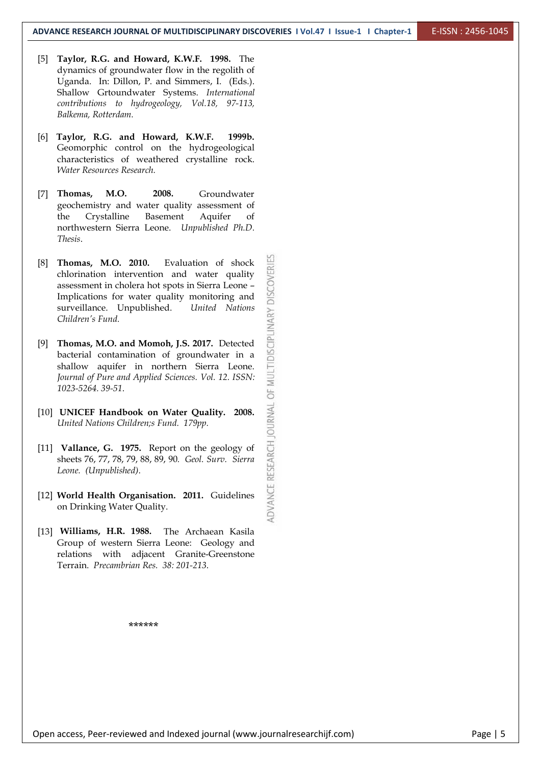[5] **Taylor, R.G. and Howard, K.W.F. 1998.** The dynamics of groundwater flow in the regolith of Uganda. In: Dillon, P. and Simmers, I. (Eds.). Shallow Grtoundwater Systems. *International contributions to hydrogeology, Vol.18, 97-113, Balkema, Rotterdam.*

[6] **Taylor, R.G. and Howard, K.W.F. 1999b.** Geomorphic control on the hydrogeological characteristics of weathered crystalline rock. *Water Resources Research.*

[7] **Thomas, M.O. 2008.** Groundwater geochemistry and water quality assessment of the Crystalline Basement Aquifer of northwestern Sierra Leone. *Unpublished Ph.D. Thesis*.

[8] **Thomas, M.O. 2010.** Evaluation of shock chlorination intervention and water quality assessment in cholera hot spots in Sierra Leone – Implications for water quality monitoring and surveillance. Unpublished. *United Nations Children's Fund.*

[9] **Thomas, M.O. and Momoh, J.S. 2017.** Detected bacterial contamination of groundwater in a shallow aquifer in northern Sierra Leone. *Journal of Pure and Applied Sciences. Vol. 12. ISSN: 1023-5264. 39-51.*

[10] **UNICEF Handbook on Water Quality. 2008.** *United Nations Children;s Fund. 179pp.*

[11] **Vallance, G. 1975.** Report on the geology of sheets 76, 77, 78, 79, 88, 89, 90. *Geol. Surv. Sierra Leone. (Unpublished).*

[12] **World Health Organisation. 2011.** Guidelines on Drinking Water Quality.

[13] **Williams, H.R. 1988.** The Archaean Kasila Group of western Sierra Leone: Geology and relations with adjacent Granite-Greenstone Terrain. *Precambrian Res. 38: 201-213.*

******